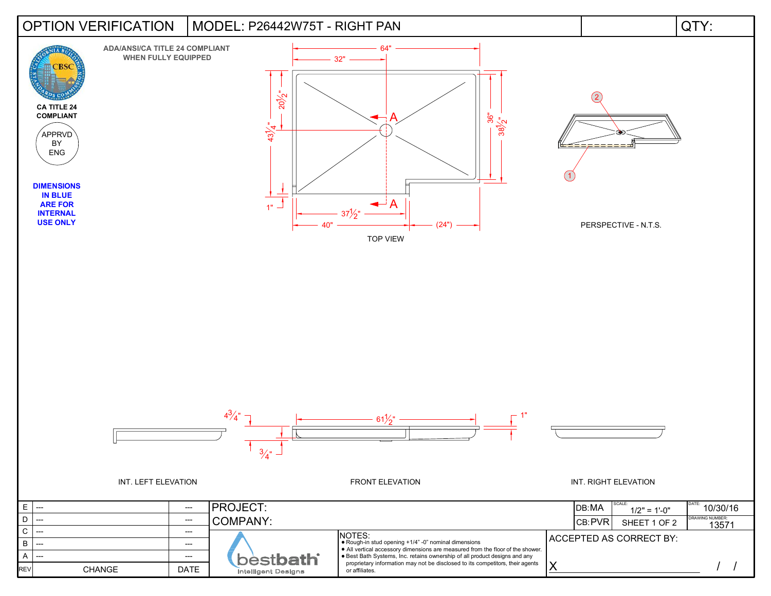# OPTION VERIFICATION | MODEL: P26442W75T - RIGHT PAN | QTY:

ADA/ANSI/CA TITLE 24 COMPLIANT WHEN FULLY EQUIPPED

CA TITLE 24 COMPLIANT

APPRVD BY ENG

**DIMENSIONS IN BLUE ARE FOR INTERNAL USE ONLY**

64"

32"

$20\frac{1}{2}$"

$43\frac{1}{4}$"

36"

$38\frac{1}{2}$"

A

A

1"

$37\frac{1}{2}$"

40"

(24")

TOP VIEW

2

1

PERSPECTIVE - N.T.S.

$4\frac{3}{4}$"

$61\frac{1}{2}$"

1"

$\frac{3}{4}$"

INT. LEFT ELEVATION

FRONT ELEVATION

INT. RIGHT ELEVATION

| REV | CHANGE | DATE |
|---|---|---|
| E | --- | --- |
| D | --- | --- |
| C | --- | --- |
| B | --- | --- |
| A | --- | --- |

PROJECT:

COMPANY:

| DB:MA | SCALE: 1/2" = 1'-0" | DATE: 10/30/16 |
|---|---|---|
| CB:PVR | SHEET 1 OF 2 | DRAWING NUMBER: 13571 |

bestbath Intelligent Designs

NOTES:
- Rough-in stud opening +1/4" -0" nominal dimensions
- All vertical accessory dimensions are measured from the floor of the shower.
- Best Bath Systems, Inc. retains ownership of all product designs and any proprietary information may not be disclosed to its competitors, their agents or affiliates.

ACCEPTED AS CORRECT BY:

X ______________________ / /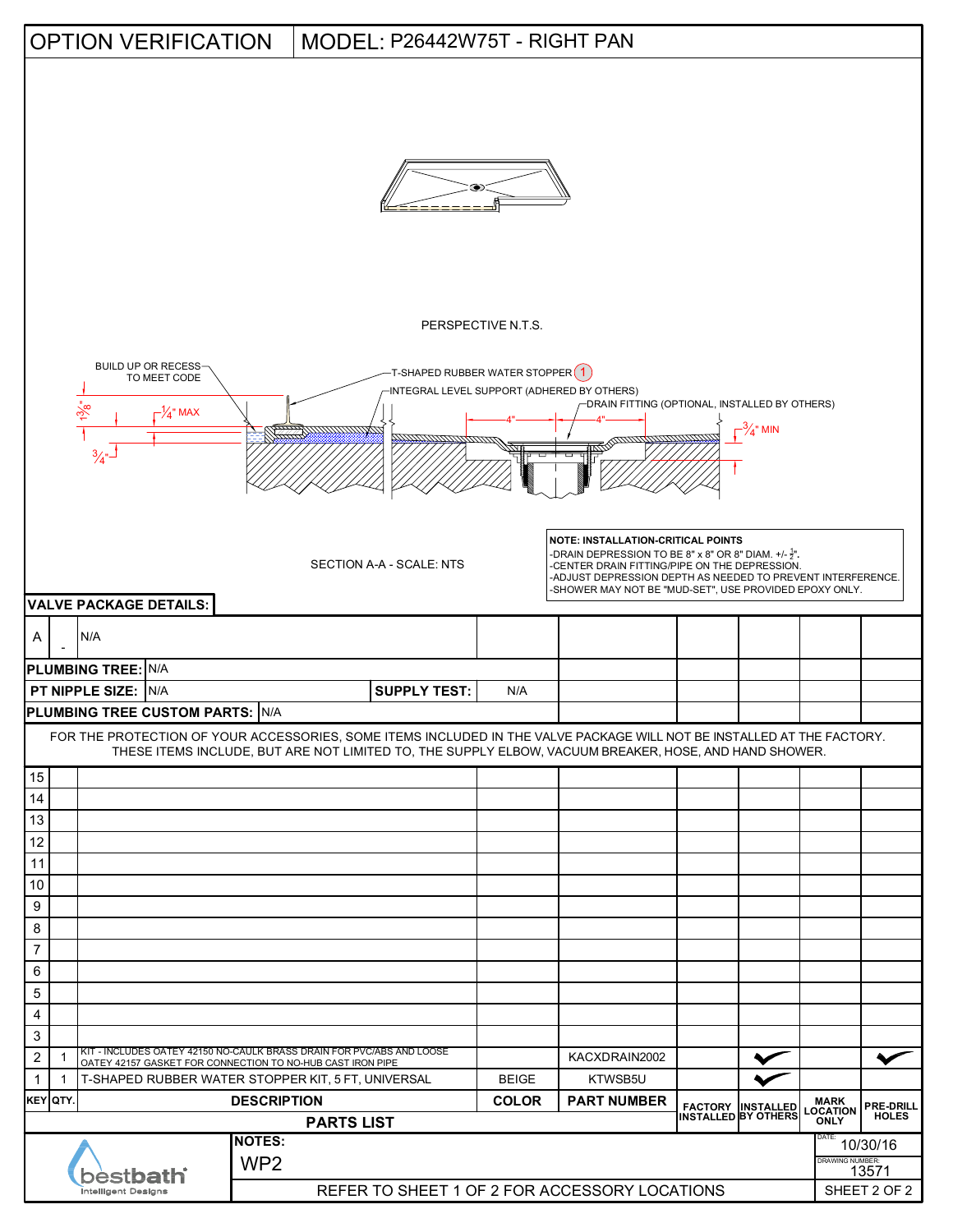# OPTION VERIFICATION

## MODEL: P26442W75T - RIGHT PAN

PERSPECTIVE N.T.S.

BUILD UP OR RECESS TO MEET CODE

T-SHAPED RUBBER WATER STOPPER (1)

INTEGRAL LEVEL SUPPORT (ADHERED BY OTHERS)

DRAIN FITTING (OPTIONAL, INSTALLED BY OTHERS)

1 3/8"

1/4" MAX

3/4"

4"

4"

3/4" MIN

SECTION A-A - SCALE: NTS

**NOTE: INSTALLATION-CRITICAL POINTS**
- -DRAIN DEPRESSION TO BE 8" x 8" OR 8" DIAM. +/- 1/2".
- -CENTER DRAIN FITTING/PIPE ON THE DEPRESSION.
- -ADJUST DEPRESSION DEPTH AS NEEDED TO PREVENT INTERFERENCE.
- -SHOWER MAY NOT BE "MUD-SET", USE PROVIDED EPOXY ONLY.

### VALVE PACKAGE DETAILS:

| | | | | | | | | |
|---|---|---|---|---|---|---|---|---|
| A | - | N/A | | | | | | |

**PLUMBING TREE:** N/A

**PT NIPPLE SIZE:** N/A — **SUPPLY TEST:** N/A

**PLUMBING TREE CUSTOM PARTS:** N/A

FOR THE PROTECTION OF YOUR ACCESSORIES, SOME ITEMS INCLUDED IN THE VALVE PACKAGE WILL NOT BE INSTALLED AT THE FACTORY. THESE ITEMS INCLUDE, BUT ARE NOT LIMITED TO, THE SUPPLY ELBOW, VACUUM BREAKER, HOSE, AND HAND SHOWER.

### PARTS LIST

| KEY | QTY. | DESCRIPTION | COLOR | PART NUMBER | FACTORY INSTALLED | INSTALLED BY OTHERS | MARK LOCATION ONLY | PRE-DRILL HOLES |
|---|---|---|---|---|---|---|---|---|
| 15 | | | | | | | | |
| 14 | | | | | | | | |
| 13 | | | | | | | | |
| 12 | | | | | | | | |
| 11 | | | | | | | | |
| 10 | | | | | | | | |
| 9 | | | | | | | | |
| 8 | | | | | | | | |
| 7 | | | | | | | | |
| 6 | | | | | | | | |
| 5 | | | | | | | | |
| 4 | | | | | | | | |
| 3 | | | | | | | | |
| 2 | 1 | KIT - INCLUDES OATEY 42150 NO-CAULK BRASS DRAIN FOR PVC/ABS AND LOOSE OATEY 42157 GASKET FOR CONNECTION TO NO-HUB CAST IRON PIPE | | KACXDRAIN2002 | | ✓ | | ✓ |
| 1 | 1 | T-SHAPED RUBBER WATER STOPPER KIT, 5 FT, UNIVERSAL | BEIGE | KTWSB5U | | ✓ | | |

bestbath Intelligent Designs

**NOTES:**

WP2

REFER TO SHEET 1 OF 2 FOR ACCESSORY LOCATIONS

DATE: 10/30/16

DRAWING NUMBER: 13571

SHEET 2 OF 2